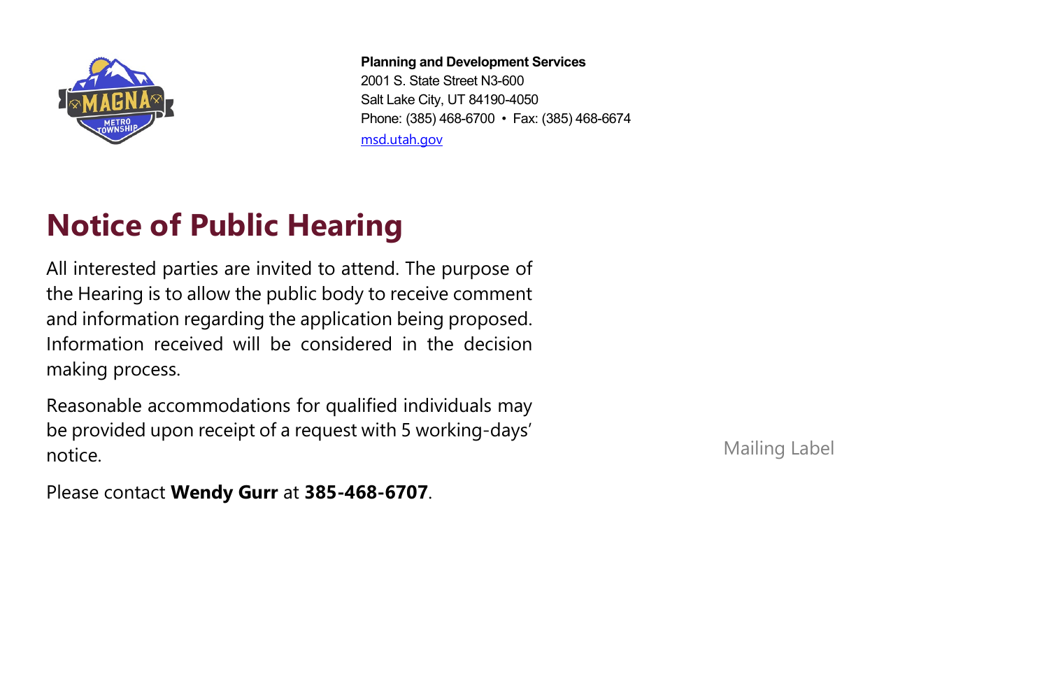**Planning and Development Services**
2001 S. State Street N3-600
Salt Lake City, UT 84190-4050
Phone: (385) 468-6700 • Fax: (385) 468-6674
msd.utah.gov

# Notice of Public Hearing

All interested parties are invited to attend. The purpose of the Hearing is to allow the public body to receive comment and information regarding the application being proposed. Information received will be considered in the decision making process.

Reasonable accommodations for qualified individuals may be provided upon receipt of a request with 5 working-days' notice.

Please contact **Wendy Gurr** at **385-468-6707**.

Mailing Label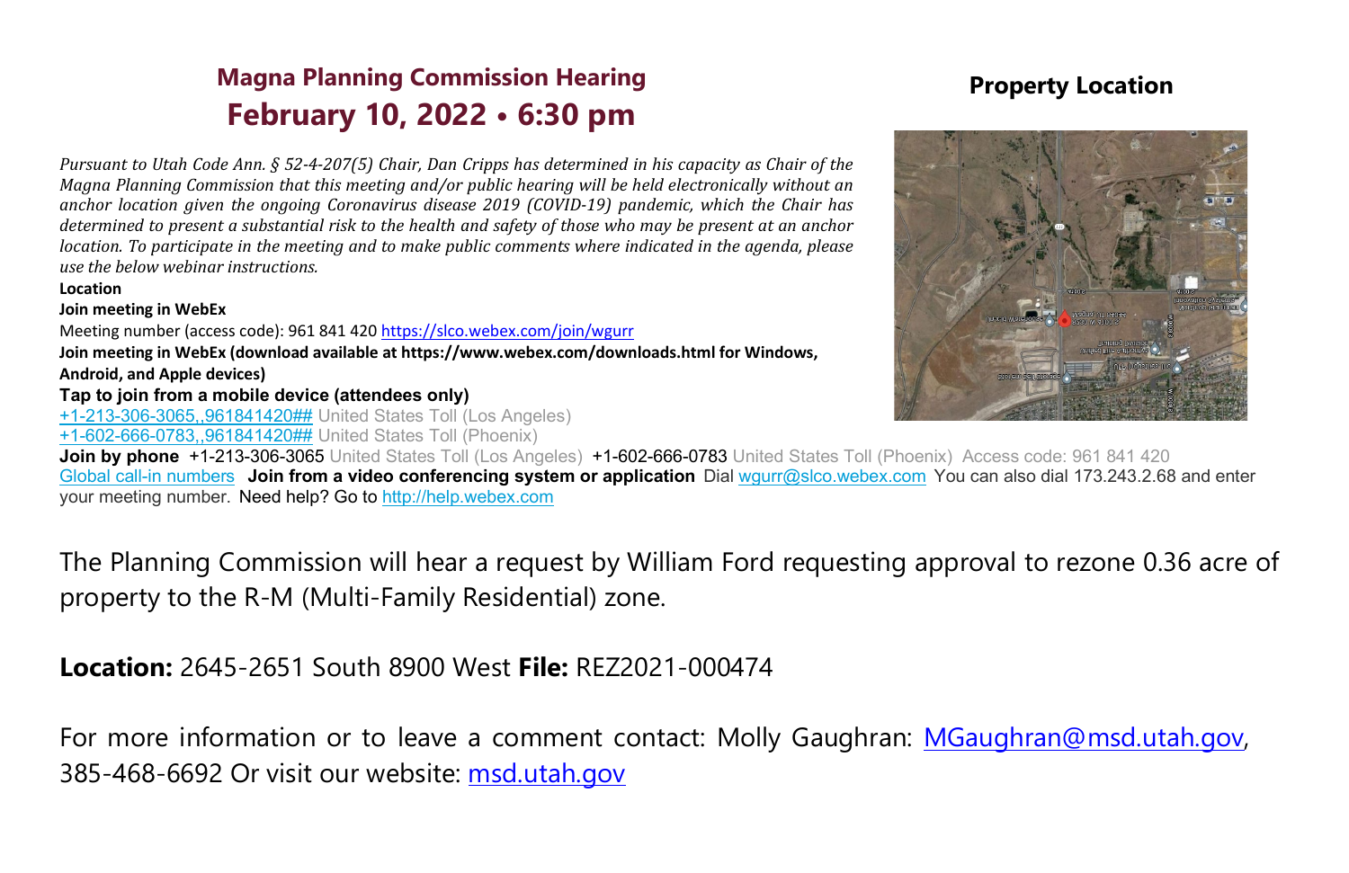## Magna Planning Commission Hearing

## February 10, 2022 • 6:30 pm

*Pursuant to Utah Code Ann. § 52-4-207(5) Chair, Dan Cripps has determined in his capacity as Chair of the Magna Planning Commission that this meeting and/or public hearing will be held electronically without an anchor location given the ongoing Coronavirus disease 2019 (COVID-19) pandemic, which the Chair has determined to present a substantial risk to the health and safety of those who may be present at an anchor location. To participate in the meeting and to make public comments where indicated in the agenda, please use the below webinar instructions.*

**Location**

**Join meeting in WebEx**

Meeting number (access code): 961 841 420 https://slco.webex.com/join/wgurr

**Join meeting in WebEx (download available at https://www.webex.com/downloads.html for Windows, Android, and Apple devices)**

**Tap to join from a mobile device (attendees only)**

+1-213-306-3065,,961841420## United States Toll (Los Angeles)

+1-602-666-0783,,961841420## United States Toll (Phoenix)

**Join by phone** +1-213-306-3065 United States Toll (Los Angeles) +1-602-666-0783 United States Toll (Phoenix) Access code: 961 841 420 Global call-in numbers **Join from a video conferencing system or application** Dial wgurr@slco.webex.com You can also dial 173.243.2.68 and enter your meeting number. Need help? Go to http://help.webex.com

### Property Location

The Planning Commission will hear a request by William Ford requesting approval to rezone 0.36 acre of property to the R-M (Multi-Family Residential) zone.

**Location:** 2645-2651 South 8900 West **File:** REZ2021-000474

For more information or to leave a comment contact: Molly Gaughran: MGaughran@msd.utah.gov, 385-468-6692 Or visit our website: msd.utah.gov